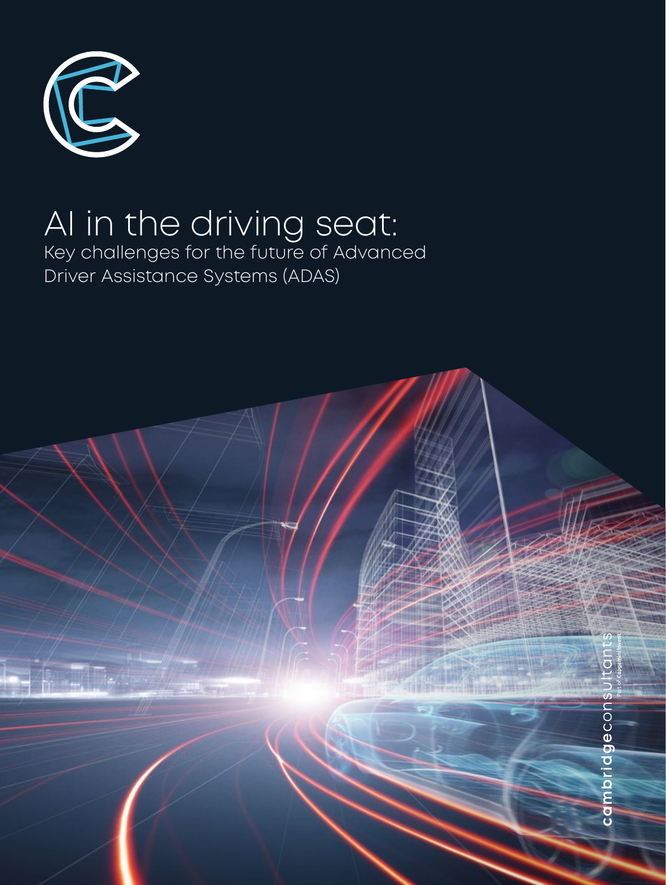# AI in the driving seat:

## Key challenges for the future of Advanced Driver Assistance Systems (ADAS)

cambridgeconsultants

Part of Capgemini Invent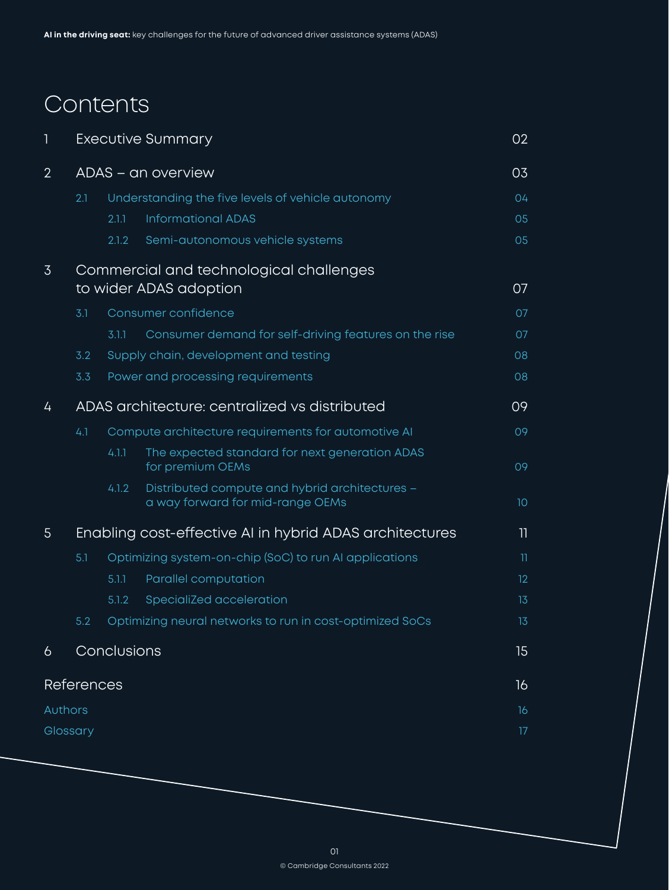# Contents

| | | | |
|---|---|---|---|
| 1 | Executive Summary | | 02 |
| 2 | ADAS – an overview | | 03 |
| | 2.1 | Understanding the five levels of vehicle autonomy | 04 |
| | 2.1.1 | Informational ADAS | 05 |
| | 2.1.2 | Semi-autonomous vehicle systems | 05 |
| 3 | Commercial and technological challenges to wider ADAS adoption | | 07 |
| | 3.1 | Consumer confidence | 07 |
| | 3.1.1 | Consumer demand for self-driving features on the rise | 07 |
| | 3.2 | Supply chain, development and testing | 08 |
| | 3.3 | Power and processing requirements | 08 |
| 4 | ADAS architecture: centralized vs distributed | | 09 |
| | 4.1 | Compute architecture requirements for automotive AI | 09 |
| | 4.1.1 | The expected standard for next generation ADAS for premium OEMs | 09 |
| | 4.1.2 | Distributed compute and hybrid architectures – a way forward for mid-range OEMs | 10 |
| 5 | Enabling cost-effective AI in hybrid ADAS architectures | | 11 |
| | 5.1 | Optimizing system-on-chip (SoC) to run AI applications | 11 |
| | 5.1.1 | Parallel computation | 12 |
| | 5.1.2 | SpecialiZed acceleration | 13 |
| | 5.2 | Optimizing neural networks to run in cost-optimized SoCs | 13 |
| 6 | Conclusions | | 15 |
| References | | | 16 |
| Authors | | | 16 |
| Glossary | | | 17 |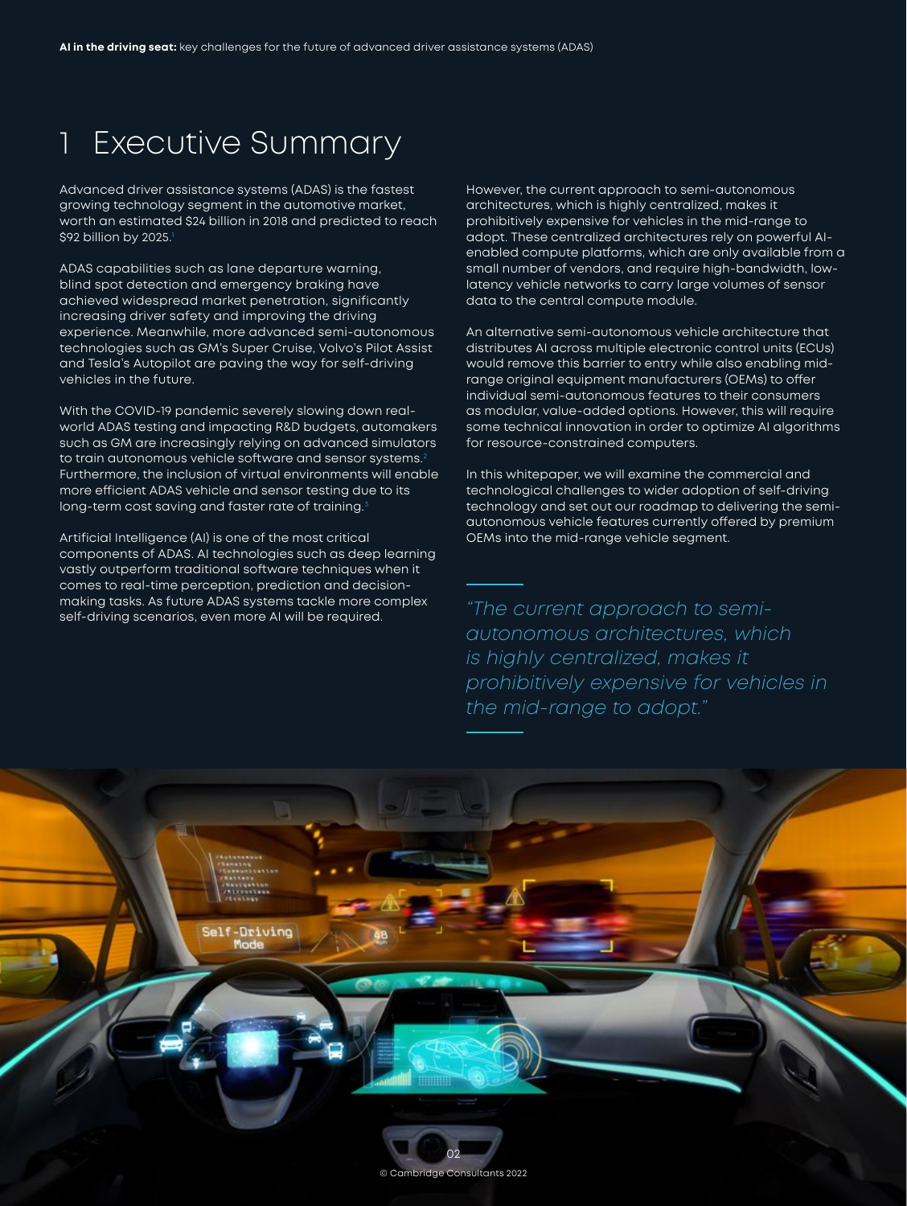# 1 Executive Summary

Advanced driver assistance systems (ADAS) is the fastest growing technology segment in the automotive market, worth an estimated $24 billion in 2018 and predicted to reach $92 billion by 2025.[1]

ADAS capabilities such as lane departure warning, blind spot detection and emergency braking have achieved widespread market penetration, significantly increasing driver safety and improving the driving experience. Meanwhile, more advanced semi-autonomous technologies such as GM's Super Cruise, Volvo's Pilot Assist and Tesla's Autopilot are paving the way for self-driving vehicles in the future.

With the COVID-19 pandemic severely slowing down real-world ADAS testing and impacting R&D budgets, automakers such as GM are increasingly relying on advanced simulators to train autonomous vehicle software and sensor systems.[2] Furthermore, the inclusion of virtual environments will enable more efficient ADAS vehicle and sensor testing due to its long-term cost saving and faster rate of training.[3]

Artificial Intelligence (AI) is one of the most critical components of ADAS. AI technologies such as deep learning vastly outperform traditional software techniques when it comes to real-time perception, prediction and decision-making tasks. As future ADAS systems tackle more complex self-driving scenarios, even more AI will be required.

However, the current approach to semi-autonomous architectures, which is highly centralized, makes it prohibitively expensive for vehicles in the mid-range to adopt. These centralized architectures rely on powerful AI-enabled compute platforms, which are only available from a small number of vendors, and require high-bandwidth, low-latency vehicle networks to carry large volumes of sensor data to the central compute module.

An alternative semi-autonomous vehicle architecture that distributes AI across multiple electronic control units (ECUs) would remove this barrier to entry while also enabling mid-range original equipment manufacturers (OEMs) to offer individual semi-autonomous features to their consumers as modular, value-added options. However, this will require some technical innovation in order to optimize AI algorithms for resource-constrained computers.

In this whitepaper, we will examine the commercial and technological challenges to wider adoption of self-driving technology and set out our roadmap to delivering the semi-autonomous vehicle features currently offered by premium OEMs into the mid-range vehicle segment.

*"The current approach to semi-autonomous architectures, which is highly centralized, makes it prohibitively expensive for vehicles in the mid-range to adopt."*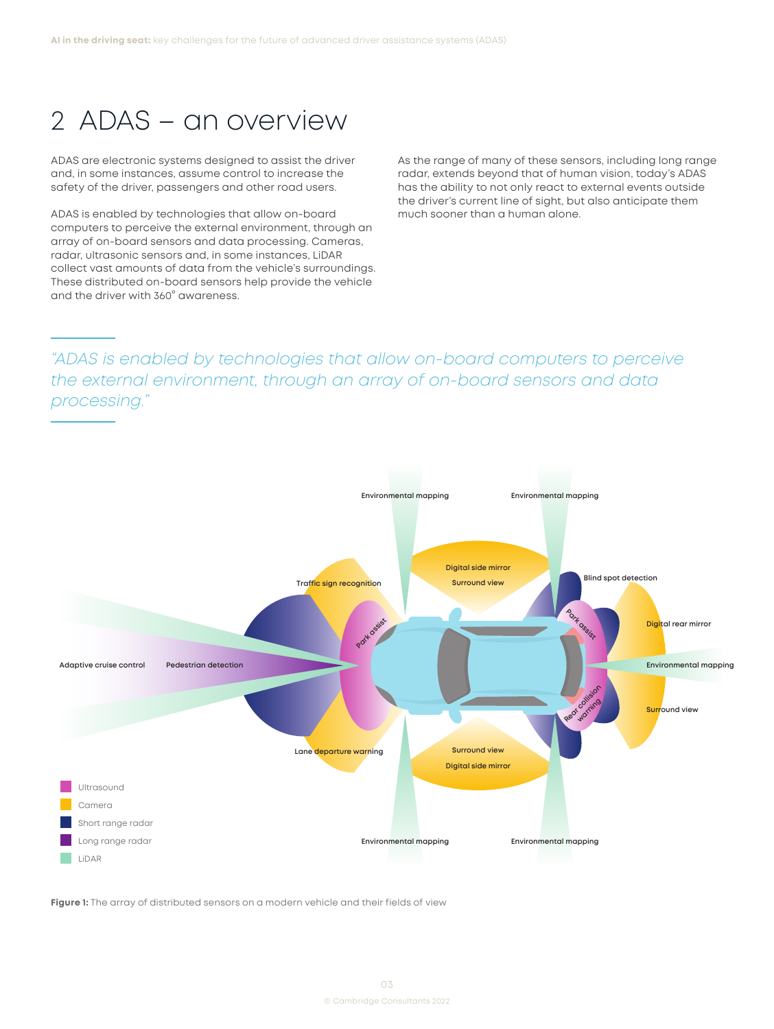# 2 ADAS – an overview

ADAS are electronic systems designed to assist the driver and, in some instances, assume control to increase the safety of the driver, passengers and other road users.

ADAS is enabled by technologies that allow on-board computers to perceive the external environment, through an array of on-board sensors and data processing. Cameras, radar, ultrasonic sensors and, in some instances, LiDAR collect vast amounts of data from the vehicle's surroundings. These distributed on-board sensors help provide the vehicle and the driver with 360° awareness.

As the range of many of these sensors, including long range radar, extends beyond that of human vision, today's ADAS has the ability to not only react to external events outside the driver's current line of sight, but also anticipate them much sooner than a human alone.

*"ADAS is enabled by technologies that allow on-board computers to perceive the external environment, through an array of on-board sensors and data processing."*

**Figure 1:** The array of distributed sensors on a modern vehicle and their fields of view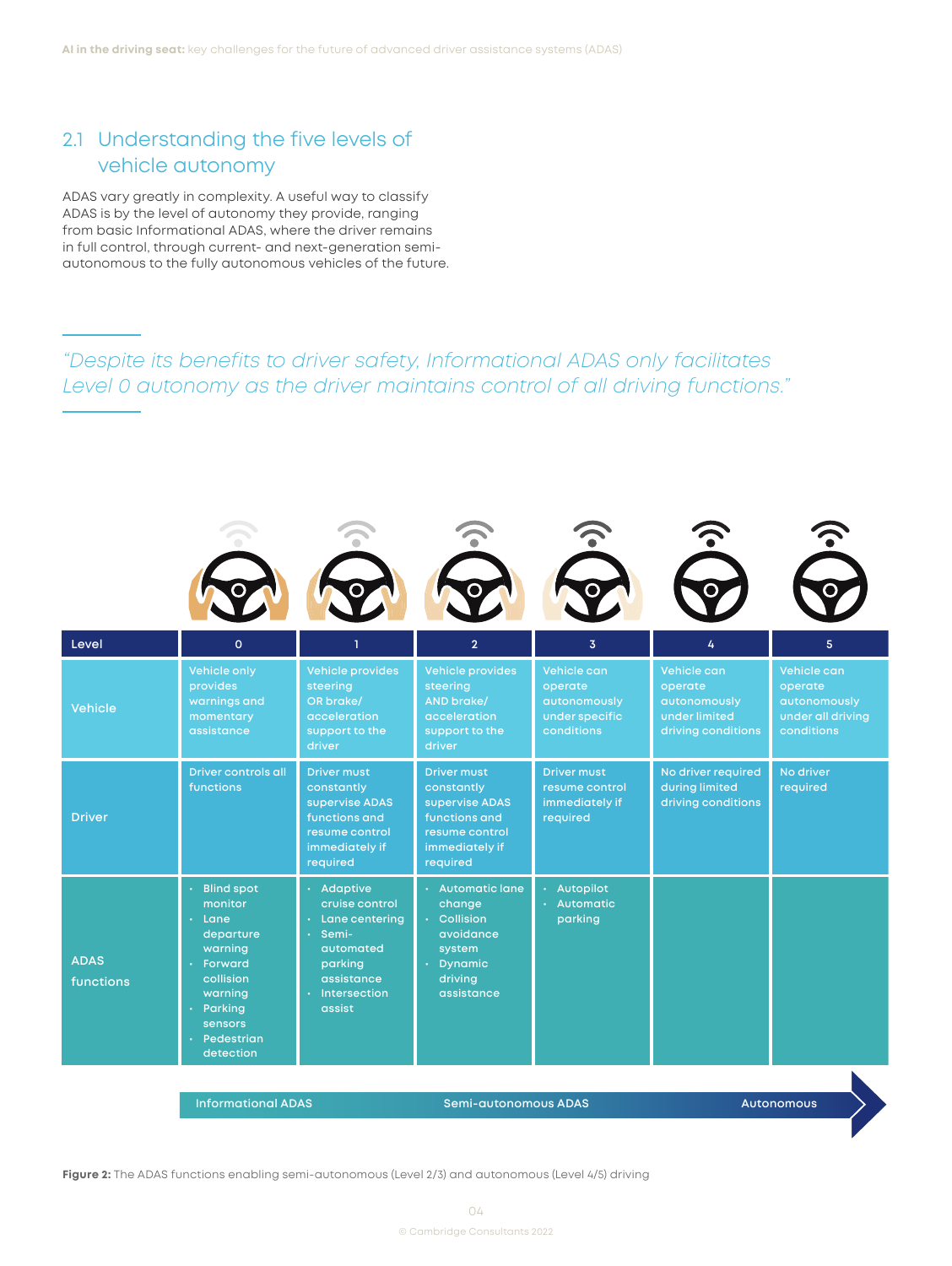## 2.1 Understanding the five levels of vehicle autonomy

ADAS vary greatly in complexity. A useful way to classify ADAS is by the level of autonomy they provide, ranging from basic Informational ADAS, where the driver remains in full control, through current- and next-generation semi-autonomous to the fully autonomous vehicles of the future.

*"Despite its benefits to driver safety, Informational ADAS only facilitates Level 0 autonomy as the driver maintains control of all driving functions."*

| Level | 0 | 1 | 2 | 3 | 4 | 5 |
| --- | --- | --- | --- | --- | --- | --- |
| Vehicle | Vehicle only provides warnings and momentary assistance | Vehicle provides steering OR brake/ acceleration support to the driver | Vehicle provides steering AND brake/ acceleration support to the driver | Vehicle can operate autonomously under specific conditions | Vehicle can operate autonomously under limited driving conditions | Vehicle can operate autonomously under all driving conditions |
| Driver | Driver controls all functions | Driver must constantly supervise ADAS functions and resume control immediately if required | Driver must constantly supervise ADAS functions and resume control immediately if required | Driver must resume control immediately if required | No driver required during limited driving conditions | No driver required |
| ADAS functions | • Blind spot monitor<br>• Lane departure warning<br>• Forward collision warning<br>• Parking sensors<br>• Pedestrian detection | • Adaptive cruise control<br>• Lane centering<br>• Semi-automated parking assistance<br>• Intersection assist | • Automatic lane change<br>• Collision avoidance system<br>• Dynamic driving assistance | • Autopilot<br>• Automatic parking | | |

Informational ADAS → Semi-autonomous ADAS → Autonomous

**Figure 2:** The ADAS functions enabling semi-autonomous (Level 2/3) and autonomous (Level 4/5) driving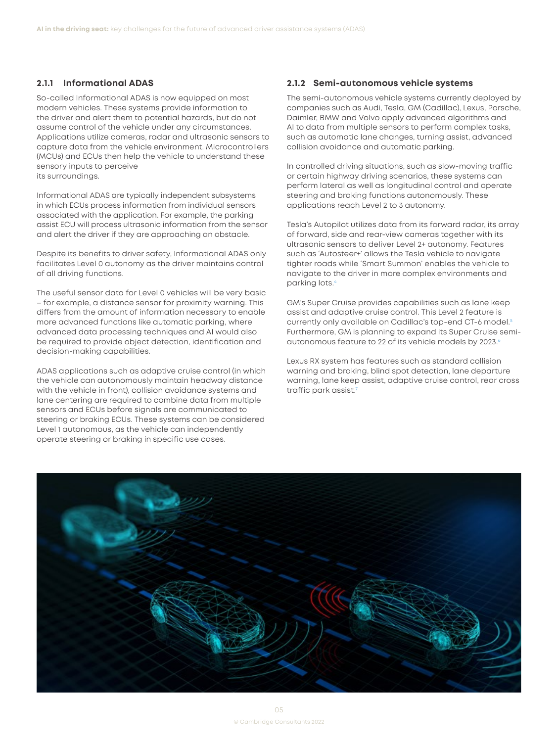### 2.1.1 Informational ADAS

So-called Informational ADAS is now equipped on most modern vehicles. These systems provide information to the driver and alert them to potential hazards, but do not assume control of the vehicle under any circumstances. Applications utilize cameras, radar and ultrasonic sensors to capture data from the vehicle environment. Microcontrollers (MCUs) and ECUs then help the vehicle to understand these sensory inputs to perceive its surroundings.

Informational ADAS are typically independent subsystems in which ECUs process information from individual sensors associated with the application. For example, the parking assist ECU will process ultrasonic information from the sensor and alert the driver if they are approaching an obstacle.

Despite its benefits to driver safety, Informational ADAS only facilitates Level 0 autonomy as the driver maintains control of all driving functions.

The useful sensor data for Level 0 vehicles will be very basic – for example, a distance sensor for proximity warning. This differs from the amount of information necessary to enable more advanced functions like automatic parking, where advanced data processing techniques and AI would also be required to provide object detection, identification and decision-making capabilities.

ADAS applications such as adaptive cruise control (in which the vehicle can autonomously maintain headway distance with the vehicle in front), collision avoidance systems and lane centering are required to combine data from multiple sensors and ECUs before signals are communicated to steering or braking ECUs. These systems can be considered Level 1 autonomous, as the vehicle can independently operate steering or braking in specific use cases.

### 2.1.2 Semi-autonomous vehicle systems

The semi-autonomous vehicle systems currently deployed by companies such as Audi, Tesla, GM (Cadillac), Lexus, Porsche, Daimler, BMW and Volvo apply advanced algorithms and AI to data from multiple sensors to perform complex tasks, such as automatic lane changes, turning assist, advanced collision avoidance and automatic parking.

In controlled driving situations, such as slow-moving traffic or certain highway driving scenarios, these systems can perform lateral as well as longitudinal control and operate steering and braking functions autonomously. These applications reach Level 2 to 3 autonomy.

Tesla's Autopilot utilizes data from its forward radar, its array of forward, side and rear-view cameras together with its ultrasonic sensors to deliver Level 2+ autonomy. Features such as 'Autosteer+' allows the Tesla vehicle to navigate tighter roads while 'Smart Summon' enables the vehicle to navigate to the driver in more complex environments and parking lots.[4]

GM's Super Cruise provides capabilities such as lane keep assist and adaptive cruise control. This Level 2 feature is currently only available on Cadillac's top-end CT-6 model.[5] Furthermore, GM is planning to expand its Super Cruise semi-autonomous feature to 22 of its vehicle models by 2023.[6]

Lexus RX system has features such as standard collision warning and braking, blind spot detection, lane departure warning, lane keep assist, adaptive cruise control, rear cross traffic park assist.[7]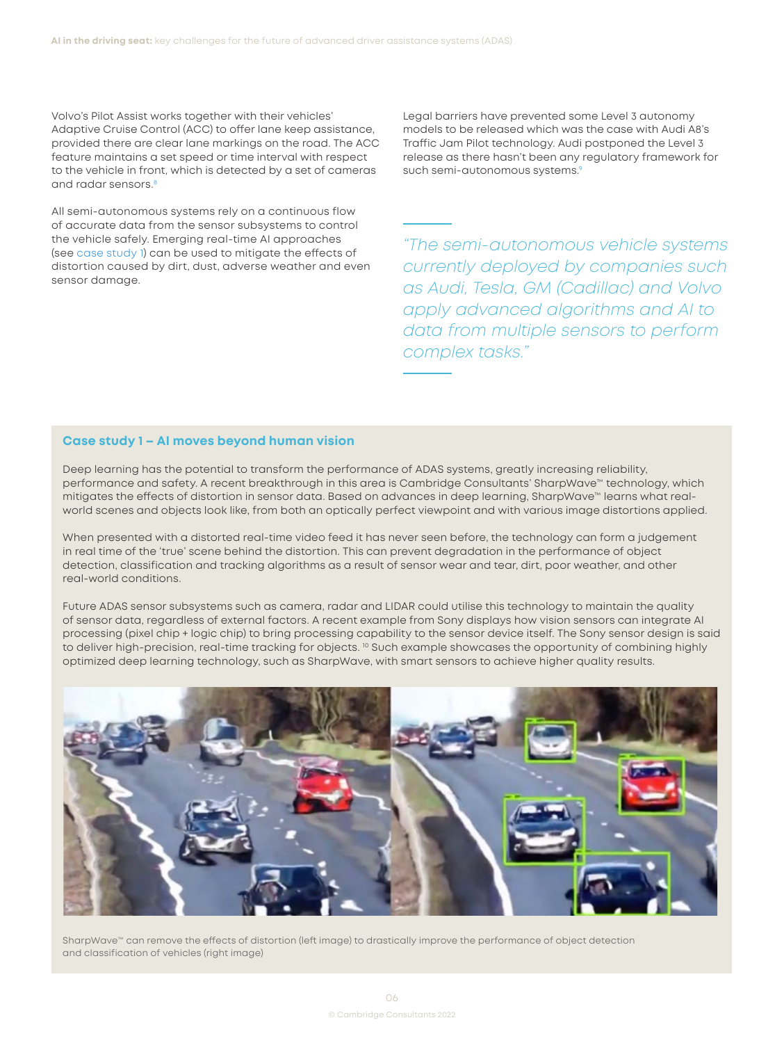Volvo's Pilot Assist works together with their vehicles' Adaptive Cruise Control (ACC) to offer lane keep assistance, provided there are clear lane markings on the road. The ACC feature maintains a set speed or time interval with respect to the vehicle in front, which is detected by a set of cameras and radar sensors.[8]

All semi-autonomous systems rely on a continuous flow of accurate data from the sensor subsystems to control the vehicle safely. Emerging real-time AI approaches (see case study 1) can be used to mitigate the effects of distortion caused by dirt, dust, adverse weather and even sensor damage.

Legal barriers have prevented some Level 3 autonomy models to be released which was the case with Audi A8's Traffic Jam Pilot technology. Audi postponed the Level 3 release as there hasn't been any regulatory framework for such semi-autonomous systems.[9]

*"The semi-autonomous vehicle systems currently deployed by companies such as Audi, Tesla, GM (Cadillac) and Volvo apply advanced algorithms and AI to data from multiple sensors to perform complex tasks."*

## Case study 1 – AI moves beyond human vision

Deep learning has the potential to transform the performance of ADAS systems, greatly increasing reliability, performance and safety. A recent breakthrough in this area is Cambridge Consultants' SharpWave™ technology, which mitigates the effects of distortion in sensor data. Based on advances in deep learning, SharpWave™ learns what real-world scenes and objects look like, from both an optically perfect viewpoint and with various image distortions applied.

When presented with a distorted real-time video feed it has never seen before, the technology can form a judgement in real time of the 'true' scene behind the distortion. This can prevent degradation in the performance of object detection, classification and tracking algorithms as a result of sensor wear and tear, dirt, poor weather, and other real-world conditions.

Future ADAS sensor subsystems such as camera, radar and LIDAR could utilise this technology to maintain the quality of sensor data, regardless of external factors. A recent example from Sony displays how vision sensors can integrate AI processing (pixel chip + logic chip) to bring processing capability to the sensor device itself. The Sony sensor design is said to deliver high-precision, real-time tracking for objects. [10] Such example showcases the opportunity of combining highly optimized deep learning technology, such as SharpWave, with smart sensors to achieve higher quality results.

SharpWave™ can remove the effects of distortion (left image) to drastically improve the performance of object detection and classification of vehicles (right image)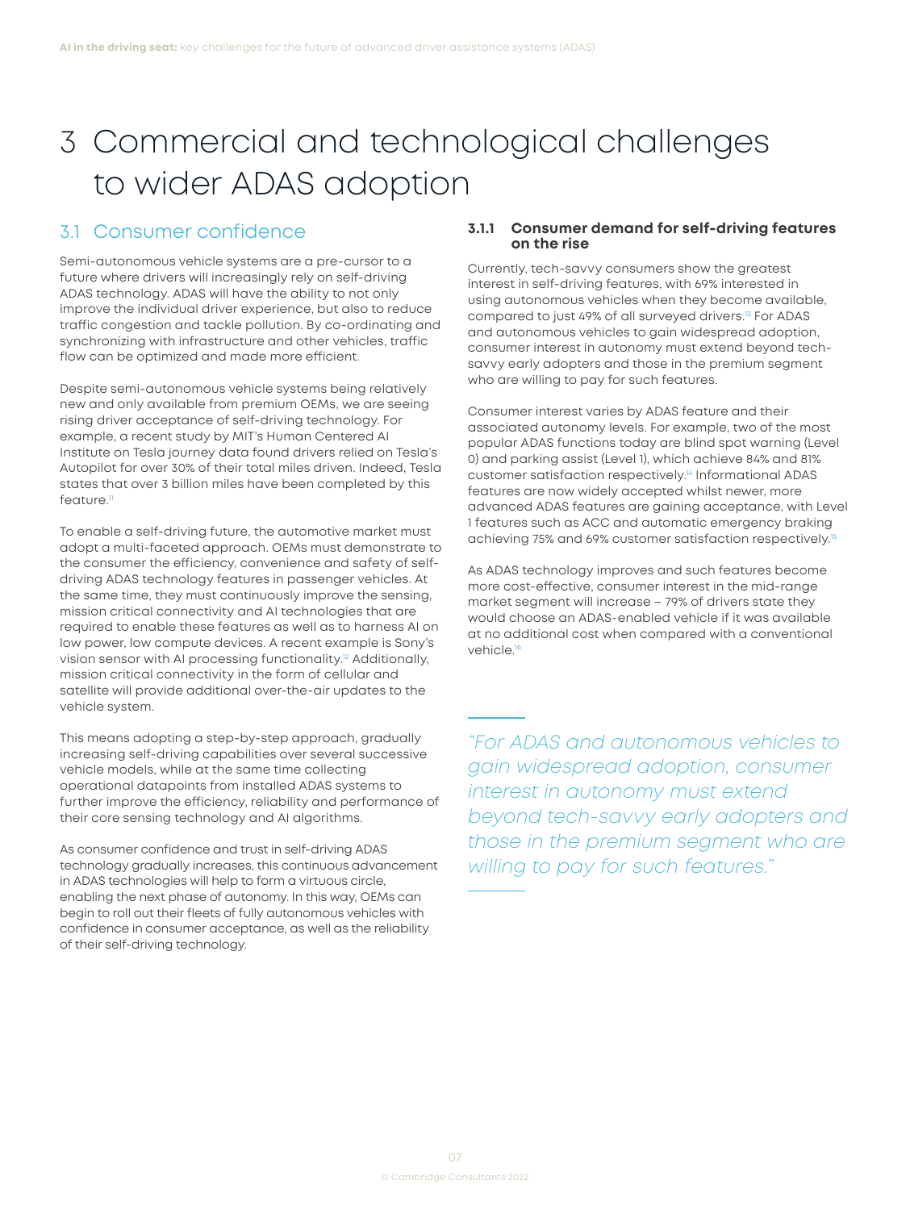# 3 Commercial and technological challenges to wider ADAS adoption

## 3.1 Consumer confidence

Semi-autonomous vehicle systems are a pre-cursor to a future where drivers will increasingly rely on self-driving ADAS technology. ADAS will have the ability to not only improve the individual driver experience, but also to reduce traffic congestion and tackle pollution. By co-ordinating and synchronizing with infrastructure and other vehicles, traffic flow can be optimized and made more efficient.

Despite semi-autonomous vehicle systems being relatively new and only available from premium OEMs, we are seeing rising driver acceptance of self-driving technology. For example, a recent study by MIT's Human Centered AI Institute on Tesla journey data found drivers relied on Tesla's Autopilot for over 30% of their total miles driven. Indeed, Tesla states that over 3 billion miles have been completed by this feature.[11]

To enable a self-driving future, the automotive market must adopt a multi-faceted approach. OEMs must demonstrate to the consumer the efficiency, convenience and safety of self-driving ADAS technology features in passenger vehicles. At the same time, they must continuously improve the sensing, mission critical connectivity and AI technologies that are required to enable these features as well as to harness AI on low power, low compute devices. A recent example is Sony's vision sensor with AI processing functionality.[12] Additionally, mission critical connectivity in the form of cellular and satellite will provide additional over-the-air updates to the vehicle system.

This means adopting a step-by-step approach, gradually increasing self-driving capabilities over several successive vehicle models, while at the same time collecting operational datapoints from installed ADAS systems to further improve the efficiency, reliability and performance of their core sensing technology and AI algorithms.

As consumer confidence and trust in self-driving ADAS technology gradually increases, this continuous advancement in ADAS technologies will help to form a virtuous circle, enabling the next phase of autonomy. In this way, OEMs can begin to roll out their fleets of fully autonomous vehicles with confidence in consumer acceptance, as well as the reliability of their self-driving technology.

### 3.1.1 Consumer demand for self-driving features on the rise

Currently, tech-savvy consumers show the greatest interest in self-driving features, with 69% interested in using autonomous vehicles when they become available, compared to just 49% of all surveyed drivers.[13] For ADAS and autonomous vehicles to gain widespread adoption, consumer interest in autonomy must extend beyond tech-savvy early adopters and those in the premium segment who are willing to pay for such features.

Consumer interest varies by ADAS feature and their associated autonomy levels. For example, two of the most popular ADAS functions today are blind spot warning (Level 0) and parking assist (Level 1), which achieve 84% and 81% customer satisfaction respectively.[14] Informational ADAS features are now widely accepted whilst newer, more advanced ADAS features are gaining acceptance, with Level 1 features such as ACC and automatic emergency braking achieving 75% and 69% customer satisfaction respectively.[15]

As ADAS technology improves and such features become more cost-effective, consumer interest in the mid-range market segment will increase – 79% of drivers state they would choose an ADAS-enabled vehicle if it was available at no additional cost when compared with a conventional vehicle.[16]

*"For ADAS and autonomous vehicles to gain widespread adoption, consumer interest in autonomy must extend beyond tech-savvy early adopters and those in the premium segment who are willing to pay for such features."*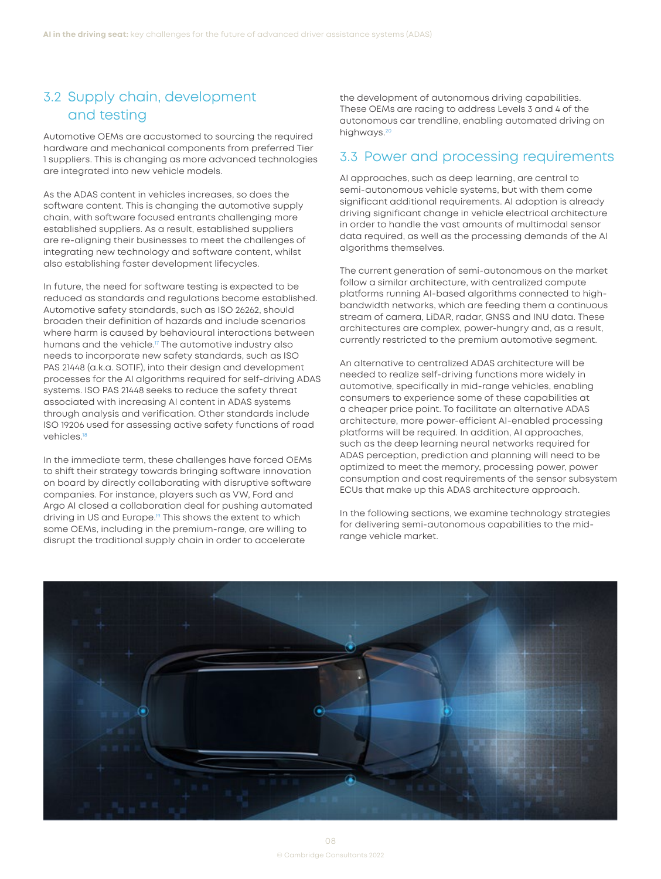## 3.2 Supply chain, development and testing

Automotive OEMs are accustomed to sourcing the required hardware and mechanical components from preferred Tier 1 suppliers. This is changing as more advanced technologies are integrated into new vehicle models.

As the ADAS content in vehicles increases, so does the software content. This is changing the automotive supply chain, with software focused entrants challenging more established suppliers. As a result, established suppliers are re-aligning their businesses to meet the challenges of integrating new technology and software content, whilst also establishing faster development lifecycles.

In future, the need for software testing is expected to be reduced as standards and regulations become established. Automotive safety standards, such as ISO 26262, should broaden their definition of hazards and include scenarios where harm is caused by behavioural interactions between humans and the vehicle.[17] The automotive industry also needs to incorporate new safety standards, such as ISO PAS 21448 (a.k.a. SOTIF), into their design and development processes for the AI algorithms required for self-driving ADAS systems. ISO PAS 21448 seeks to reduce the safety threat associated with increasing AI content in ADAS systems through analysis and verification. Other standards include ISO 19206 used for assessing active safety functions of road vehicles.[18]

In the immediate term, these challenges have forced OEMs to shift their strategy towards bringing software innovation on board by directly collaborating with disruptive software companies. For instance, players such as VW, Ford and Argo AI closed a collaboration deal for pushing automated driving in US and Europe.[19] This shows the extent to which some OEMs, including in the premium-range, are willing to disrupt the traditional supply chain in order to accelerate the development of autonomous driving capabilities. These OEMs are racing to address Levels 3 and 4 of the autonomous car trendline, enabling automated driving on highways.[20]

## 3.3 Power and processing requirements

AI approaches, such as deep learning, are central to semi-autonomous vehicle systems, but with them come significant additional requirements. AI adoption is already driving significant change in vehicle electrical architecture in order to handle the vast amounts of multimodal sensor data required, as well as the processing demands of the AI algorithms themselves.

The current generation of semi-autonomous on the market follow a similar architecture, with centralized compute platforms running AI-based algorithms connected to high-bandwidth networks, which are feeding them a continuous stream of camera, LiDAR, radar, GNSS and INU data. These architectures are complex, power-hungry and, as a result, currently restricted to the premium automotive segment.

An alternative to centralized ADAS architecture will be needed to realize self-driving functions more widely in automotive, specifically in mid-range vehicles, enabling consumers to experience some of these capabilities at a cheaper price point. To facilitate an alternative ADAS architecture, more power-efficient AI-enabled processing platforms will be required. In addition, AI approaches, such as the deep learning neural networks required for ADAS perception, prediction and planning will need to be optimized to meet the memory, processing power, power consumption and cost requirements of the sensor subsystem ECUs that make up this ADAS architecture approach.

In the following sections, we examine technology strategies for delivering semi-autonomous capabilities to the mid-range vehicle market.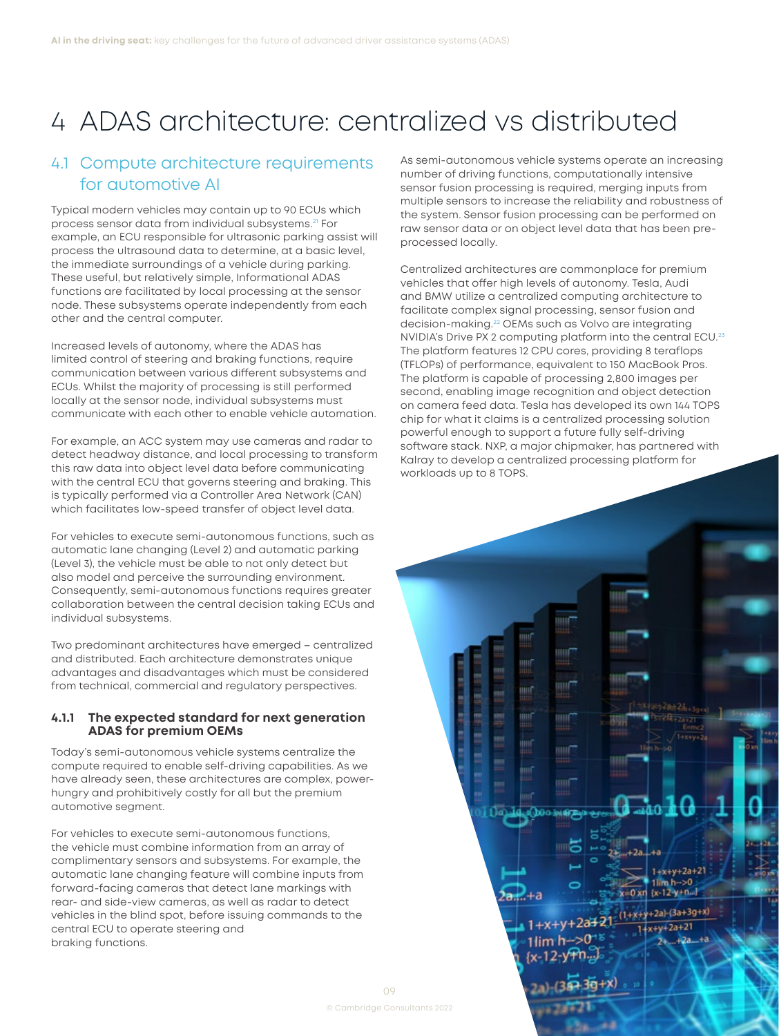# 4 ADAS architecture: centralized vs distributed

## 4.1 Compute architecture requirements for automotive AI

Typical modern vehicles may contain up to 90 ECUs which process sensor data from individual subsystems.[21] For example, an ECU responsible for ultrasonic parking assist will process the ultrasound data to determine, at a basic level, the immediate surroundings of a vehicle during parking. These useful, but relatively simple, Informational ADAS functions are facilitated by local processing at the sensor node. These subsystems operate independently from each other and the central computer.

Increased levels of autonomy, where the ADAS has limited control of steering and braking functions, require communication between various different subsystems and ECUs. Whilst the majority of processing is still performed locally at the sensor node, individual subsystems must communicate with each other to enable vehicle automation.

For example, an ACC system may use cameras and radar to detect headway distance, and local processing to transform this raw data into object level data before communicating with the central ECU that governs steering and braking. This is typically performed via a Controller Area Network (CAN) which facilitates low-speed transfer of object level data.

For vehicles to execute semi-autonomous functions, such as automatic lane changing (Level 2) and automatic parking (Level 3), the vehicle must be able to not only detect but also model and perceive the surrounding environment. Consequently, semi-autonomous functions requires greater collaboration between the central decision taking ECUs and individual subsystems.

Two predominant architectures have emerged – centralized and distributed. Each architecture demonstrates unique advantages and disadvantages which must be considered from technical, commercial and regulatory perspectives.

### 4.1.1 The expected standard for next generation ADAS for premium OEMs

Today's semi-autonomous vehicle systems centralize the compute required to enable self-driving capabilities. As we have already seen, these architectures are complex, power-hungry and prohibitively costly for all but the premium automotive segment.

For vehicles to execute semi-autonomous functions, the vehicle must combine information from an array of complimentary sensors and subsystems. For example, the automatic lane changing feature will combine inputs from forward-facing cameras that detect lane markings with rear- and side-view cameras, as well as radar to detect vehicles in the blind spot, before issuing commands to the central ECU to operate steering and braking functions.

As semi-autonomous vehicle systems operate an increasing number of driving functions, computationally intensive sensor fusion processing is required, merging inputs from multiple sensors to increase the reliability and robustness of the system. Sensor fusion processing can be performed on raw sensor data or on object level data that has been pre-processed locally.

Centralized architectures are commonplace for premium vehicles that offer high levels of autonomy. Tesla, Audi and BMW utilize a centralized computing architecture to facilitate complex signal processing, sensor fusion and decision-making.[22] OEMs such as Volvo are integrating NVIDIA's Drive PX 2 computing platform into the central ECU.[23] The platform features 12 CPU cores, providing 8 teraflops (TFLOPs) of performance, equivalent to 150 MacBook Pros. The platform is capable of processing 2,800 images per second, enabling image recognition and object detection on camera feed data. Tesla has developed its own 144 TOPS chip for what it claims is a centralized processing solution powerful enough to support a future fully self-driving software stack. NXP, a major chipmaker, has partnered with Kalray to develop a centralized processing platform for workloads up to 8 TOPS.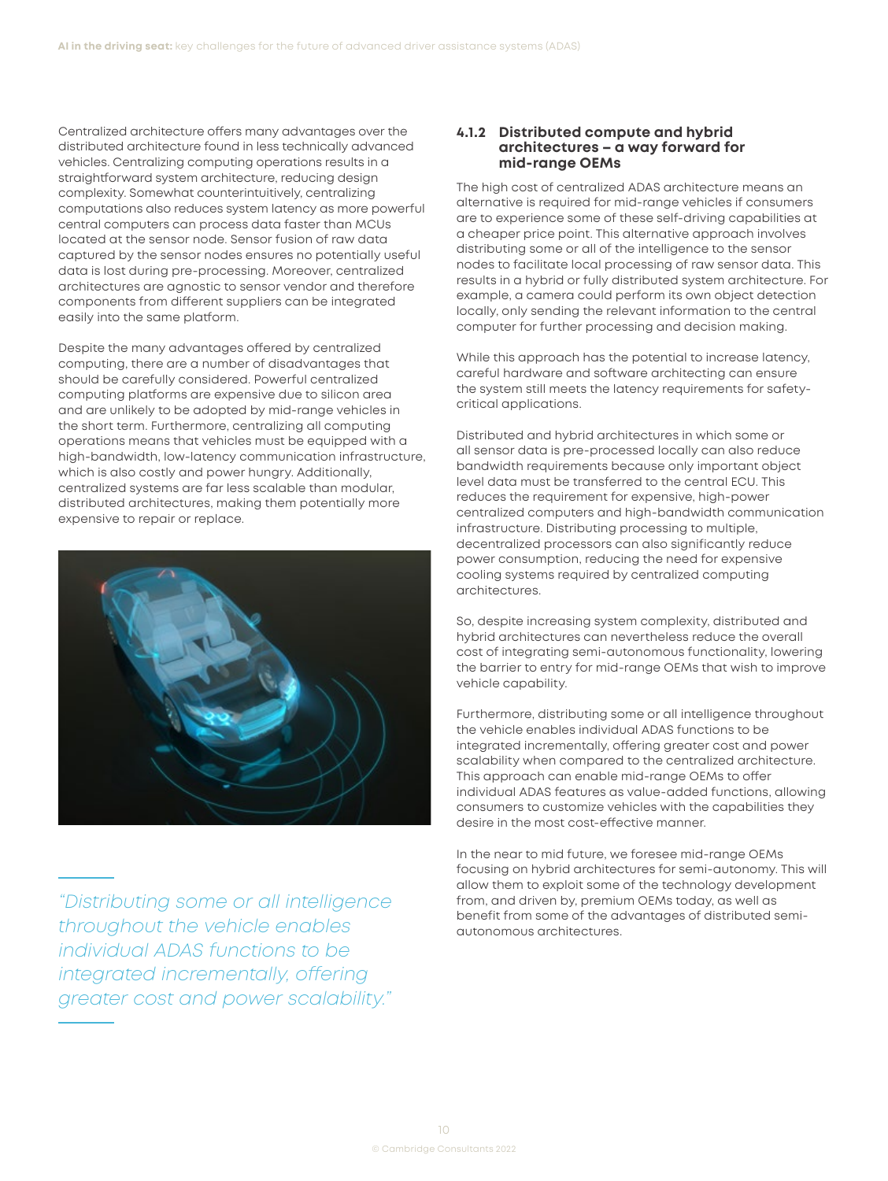Centralized architecture offers many advantages over the distributed architecture found in less technically advanced vehicles. Centralizing computing operations results in a straightforward system architecture, reducing design complexity. Somewhat counterintuitively, centralizing computations also reduces system latency as more powerful central computers can process data faster than MCUs located at the sensor node. Sensor fusion of raw data captured by the sensor nodes ensures no potentially useful data is lost during pre-processing. Moreover, centralized architectures are agnostic to sensor vendor and therefore components from different suppliers can be integrated easily into the same platform.

Despite the many advantages offered by centralized computing, there are a number of disadvantages that should be carefully considered. Powerful centralized computing platforms are expensive due to silicon area and are unlikely to be adopted by mid-range vehicles in the short term. Furthermore, centralizing all computing operations means that vehicles must be equipped with a high-bandwidth, low-latency communication infrastructure, which is also costly and power hungry. Additionally, centralized systems are far less scalable than modular, distributed architectures, making them potentially more expensive to repair or replace.

*"Distributing some or all intelligence throughout the vehicle enables individual ADAS functions to be integrated incrementally, offering greater cost and power scalability."*

### 4.1.2 Distributed compute and hybrid architectures – a way forward for mid-range OEMs

The high cost of centralized ADAS architecture means an alternative is required for mid-range vehicles if consumers are to experience some of these self-driving capabilities at a cheaper price point. This alternative approach involves distributing some or all of the intelligence to the sensor nodes to facilitate local processing of raw sensor data. This results in a hybrid or fully distributed system architecture. For example, a camera could perform its own object detection locally, only sending the relevant information to the central computer for further processing and decision making.

While this approach has the potential to increase latency, careful hardware and software architecting can ensure the system still meets the latency requirements for safety-critical applications.

Distributed and hybrid architectures in which some or all sensor data is pre-processed locally can also reduce bandwidth requirements because only important object level data must be transferred to the central ECU. This reduces the requirement for expensive, high-power centralized computers and high-bandwidth communication infrastructure. Distributing processing to multiple, decentralized processors can also significantly reduce power consumption, reducing the need for expensive cooling systems required by centralized computing architectures.

So, despite increasing system complexity, distributed and hybrid architectures can nevertheless reduce the overall cost of integrating semi-autonomous functionality, lowering the barrier to entry for mid-range OEMs that wish to improve vehicle capability.

Furthermore, distributing some or all intelligence throughout the vehicle enables individual ADAS functions to be integrated incrementally, offering greater cost and power scalability when compared to the centralized architecture. This approach can enable mid-range OEMs to offer individual ADAS features as value-added functions, allowing consumers to customize vehicles with the capabilities they desire in the most cost-effective manner.

In the near to mid future, we foresee mid-range OEMs focusing on hybrid architectures for semi-autonomy. This will allow them to exploit some of the technology development from, and driven by, premium OEMs today, as well as benefit from some of the advantages of distributed semi-autonomous architectures.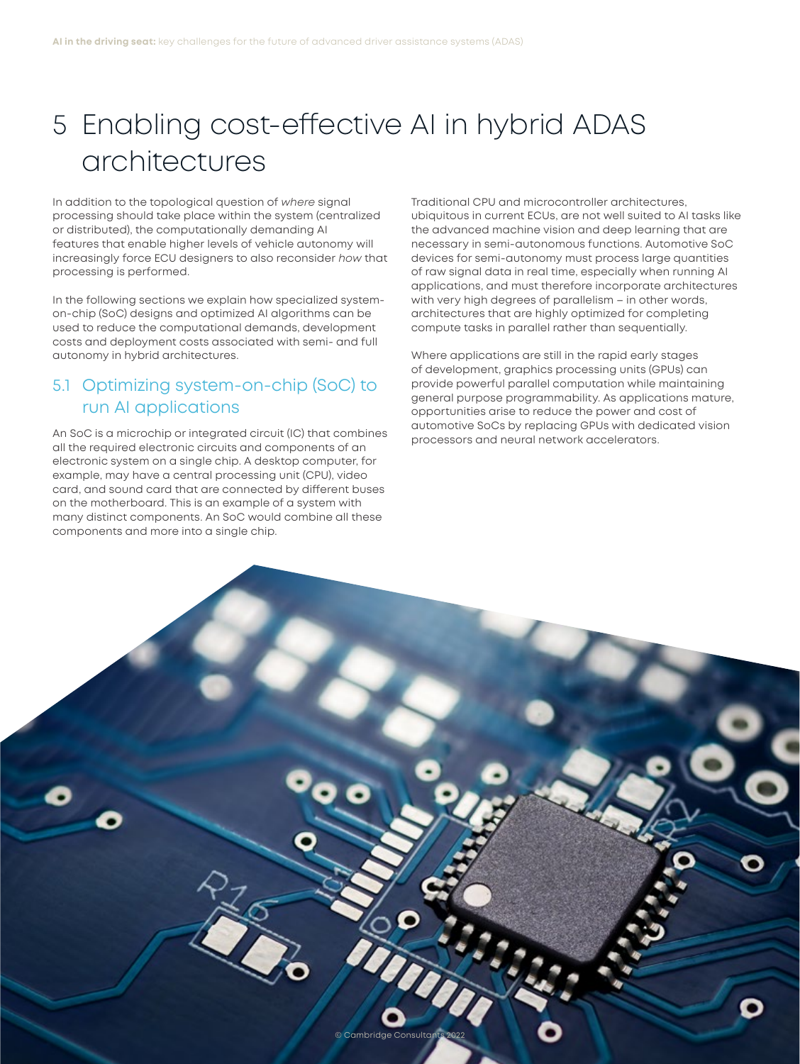# 5 Enabling cost-effective AI in hybrid ADAS architectures

In addition to the topological question of *where* signal processing should take place within the system (centralized or distributed), the computationally demanding AI features that enable higher levels of vehicle autonomy will increasingly force ECU designers to also reconsider *how* that processing is performed.

In the following sections we explain how specialized system-on-chip (SoC) designs and optimized AI algorithms can be used to reduce the computational demands, development costs and deployment costs associated with semi- and full autonomy in hybrid architectures.

## 5.1 Optimizing system-on-chip (SoC) to run AI applications

An SoC is a microchip or integrated circuit (IC) that combines all the required electronic circuits and components of an electronic system on a single chip. A desktop computer, for example, may have a central processing unit (CPU), video card, and sound card that are connected by different buses on the motherboard. This is an example of a system with many distinct components. An SoC would combine all these components and more into a single chip.

Traditional CPU and microcontroller architectures, ubiquitous in current ECUs, are not well suited to AI tasks like the advanced machine vision and deep learning that are necessary in semi-autonomous functions. Automotive SoC devices for semi-autonomy must process large quantities of raw signal data in real time, especially when running AI applications, and must therefore incorporate architectures with very high degrees of parallelism – in other words, architectures that are highly optimized for completing compute tasks in parallel rather than sequentially.

Where applications are still in the rapid early stages of development, graphics processing units (GPUs) can provide powerful parallel computation while maintaining general purpose programmability. As applications mature, opportunities arise to reduce the power and cost of automotive SoCs by replacing GPUs with dedicated vision processors and neural network accelerators.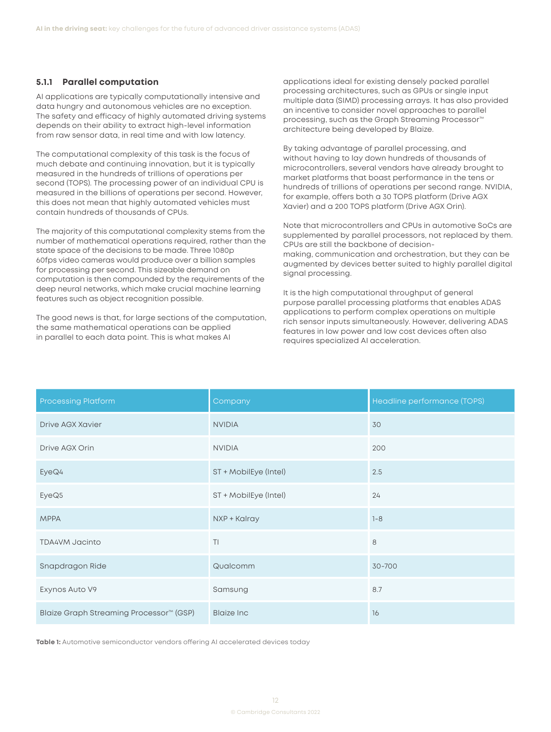### 5.1.1 Parallel computation

AI applications are typically computationally intensive and data hungry and autonomous vehicles are no exception. The safety and efficacy of highly automated driving systems depends on their ability to extract high-level information from raw sensor data, in real time and with low latency.

The computational complexity of this task is the focus of much debate and continuing innovation, but it is typically measured in the hundreds of trillions of operations per second (TOPS). The processing power of an individual CPU is measured in the billions of operations per second. However, this does not mean that highly automated vehicles must contain hundreds of thousands of CPUs.

The majority of this computational complexity stems from the number of mathematical operations required, rather than the state space of the decisions to be made. Three 1080p 60fps video cameras would produce over a billion samples for processing per second. This sizeable demand on computation is then compounded by the requirements of the deep neural networks, which make crucial machine learning features such as object recognition possible.

The good news is that, for large sections of the computation, the same mathematical operations can be applied in parallel to each data point. This is what makes AI applications ideal for existing densely packed parallel processing architectures, such as GPUs or single input multiple data (SIMD) processing arrays. It has also provided an incentive to consider novel approaches to parallel processing, such as the Graph Streaming Processor™ architecture being developed by Blaize.

By taking advantage of parallel processing, and without having to lay down hundreds of thousands of microcontrollers, several vendors have already brought to market platforms that boast performance in the tens or hundreds of trillions of operations per second range. NVIDIA, for example, offers both a 30 TOPS platform (Drive AGX Xavier) and a 200 TOPS platform (Drive AGX Orin).

Note that microcontrollers and CPUs in automotive SoCs are supplemented by parallel processors, not replaced by them. CPUs are still the backbone of decision-making, communication and orchestration, but they can be augmented by devices better suited to highly parallel digital signal processing.

It is the high computational throughput of general purpose parallel processing platforms that enables ADAS applications to perform complex operations on multiple rich sensor inputs simultaneously. However, delivering ADAS features in low power and low cost devices often also requires specialized AI acceleration.

| Processing Platform | Company | Headline performance (TOPS) |
|---|---|---|
| Drive AGX Xavier | NVIDIA | 30 |
| Drive AGX Orin | NVIDIA | 200 |
| EyeQ4 | ST + MobilEye (Intel) | 2.5 |
| EyeQ5 | ST + MobilEye (Intel) | 24 |
| MPPA | NXP + Kalray | 1-8 |
| TDA4VM Jacinto | TI | 8 |
| Snapdragon Ride | Qualcomm | 30-700 |
| Exynos Auto V9 | Samsung | 8.7 |
| Blaize Graph Streaming Processor™ (GSP) | Blaize Inc | 16 |

**Table 1:** Automotive semiconductor vendors offering AI accelerated devices today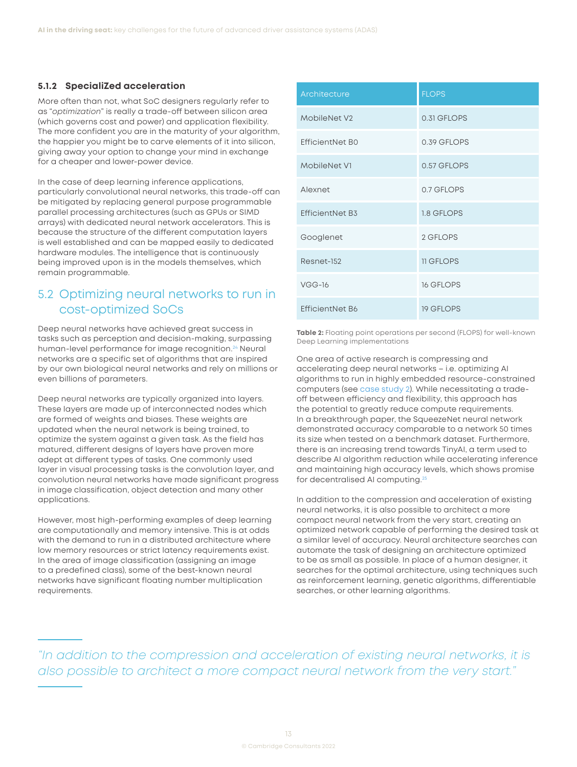### 5.1.2 SpecialiZed acceleration

More often than not, what SoC designers regularly refer to as "*optimization*" is really a trade-off between silicon area (which governs cost and power) and application flexibility. The more confident you are in the maturity of your algorithm, the happier you might be to carve elements of it into silicon, giving away your option to change your mind in exchange for a cheaper and lower-power device.

In the case of deep learning inference applications, particularly convolutional neural networks, this trade-off can be mitigated by replacing general purpose programmable parallel processing architectures (such as GPUs or SIMD arrays) with dedicated neural network accelerators. This is because the structure of the different computation layers is well established and can be mapped easily to dedicated hardware modules. The intelligence that is continuously being improved upon is in the models themselves, which remain programmable.

## 5.2 Optimizing neural networks to run in cost-optimized SoCs

Deep neural networks have achieved great success in tasks such as perception and decision-making, surpassing human-level performance for image recognition.[24] Neural networks are a specific set of algorithms that are inspired by our own biological neural networks and rely on millions or even billions of parameters.

Deep neural networks are typically organized into layers. These layers are made up of interconnected nodes which are formed of weights and biases. These weights are updated when the neural network is being trained, to optimize the system against a given task. As the field has matured, different designs of layers have proven more adept at different types of tasks. One commonly used layer in visual processing tasks is the convolution layer, and convolution neural networks have made significant progress in image classification, object detection and many other applications.

However, most high-performing examples of deep learning are computationally and memory intensive. This is at odds with the demand to run in a distributed architecture where low memory resources or strict latency requirements exist. In the area of image classification (assigning an image to a predefined class), some of the best-known neural networks have significant floating number multiplication requirements.

| Architecture | FLOPS |
|---|---|
| MobileNet V2 | 0.31 GFLOPS |
| EfficientNet B0 | 0.39 GFLOPS |
| MobileNet V1 | 0.57 GFLOPS |
| Alexnet | 0.7 GFLOPS |
| EfficientNet B3 | 1.8 GFLOPS |
| Googlenet | 2 GFLOPS |
| Resnet-152 | 11 GFLOPS |
| VGG-16 | 16 GFLOPS |
| EfficientNet B6 | 19 GFLOPS |

**Table 2:** Floating point operations per second (FLOPS) for well-known Deep Learning implementations

One area of active research is compressing and accelerating deep neural networks – i.e. optimizing AI algorithms to run in highly embedded resource-constrained computers (see case study 2). While necessitating a trade-off between efficiency and flexibility, this approach has the potential to greatly reduce compute requirements. In a breakthrough paper, the SqueezeNet neural network demonstrated accuracy comparable to a network 50 times its size when tested on a benchmark dataset. Furthermore, there is an increasing trend towards TinyAI, a term used to describe AI algorithm reduction while accelerating inference and maintaining high accuracy levels, which shows promise for decentralised AI computing.[25]

In addition to the compression and acceleration of existing neural networks, it is also possible to architect a more compact neural network from the very start, creating an optimized network capable of performing the desired task at a similar level of accuracy. Neural architecture searches can automate the task of designing an architecture optimized to be as small as possible. In place of a human designer, it searches for the optimal architecture, using techniques such as reinforcement learning, genetic algorithms, differentiable searches, or other learning algorithms.

*"In addition to the compression and acceleration of existing neural networks, it is also possible to architect a more compact neural network from the very start."*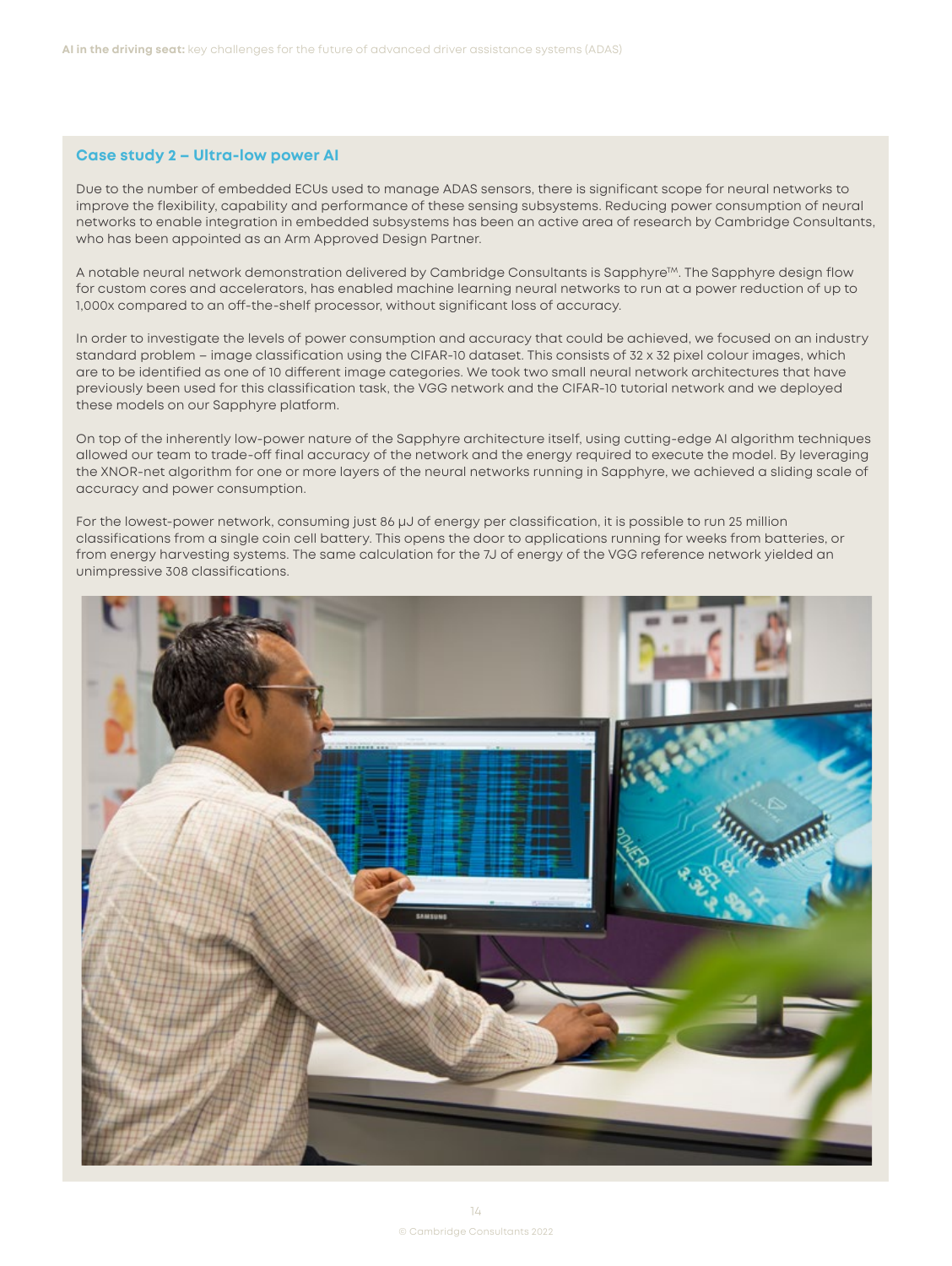### Case study 2 – Ultra-low power AI

Due to the number of embedded ECUs used to manage ADAS sensors, there is significant scope for neural networks to improve the flexibility, capability and performance of these sensing subsystems. Reducing power consumption of neural networks to enable integration in embedded subsystems has been an active area of research by Cambridge Consultants, who has been appointed as an Arm Approved Design Partner.

A notable neural network demonstration delivered by Cambridge Consultants is Sapphyre™. The Sapphyre design flow for custom cores and accelerators, has enabled machine learning neural networks to run at a power reduction of up to 1,000x compared to an off-the-shelf processor, without significant loss of accuracy.

In order to investigate the levels of power consumption and accuracy that could be achieved, we focused on an industry standard problem – image classification using the CIFAR-10 dataset. This consists of 32 x 32 pixel colour images, which are to be identified as one of 10 different image categories. We took two small neural network architectures that have previously been used for this classification task, the VGG network and the CIFAR-10 tutorial network and we deployed these models on our Sapphyre platform.

On top of the inherently low-power nature of the Sapphyre architecture itself, using cutting-edge AI algorithm techniques allowed our team to trade-off final accuracy of the network and the energy required to execute the model. By leveraging the XNOR-net algorithm for one or more layers of the neural networks running in Sapphyre, we achieved a sliding scale of accuracy and power consumption.

For the lowest-power network, consuming just 86 μJ of energy per classification, it is possible to run 25 million classifications from a single coin cell battery. This opens the door to applications running for weeks from batteries, or from energy harvesting systems. The same calculation for the 7J of energy of the VGG reference network yielded an unimpressive 308 classifications.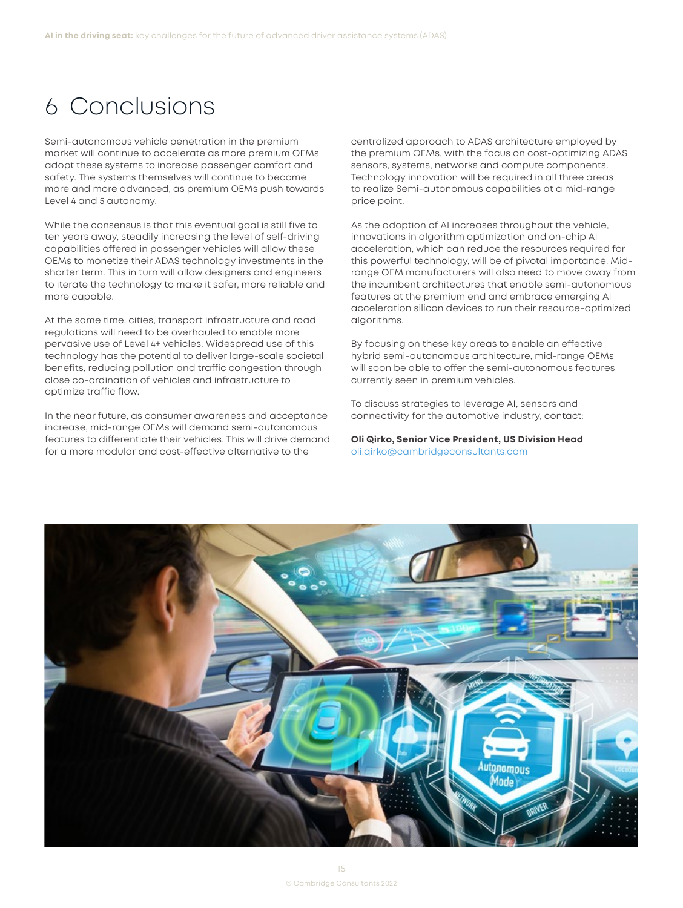# 6 Conclusions

Semi-autonomous vehicle penetration in the premium market will continue to accelerate as more premium OEMs adopt these systems to increase passenger comfort and safety. The systems themselves will continue to become more and more advanced, as premium OEMs push towards Level 4 and 5 autonomy.

While the consensus is that this eventual goal is still five to ten years away, steadily increasing the level of self-driving capabilities offered in passenger vehicles will allow these OEMs to monetize their ADAS technology investments in the shorter term. This in turn will allow designers and engineers to iterate the technology to make it safer, more reliable and more capable.

At the same time, cities, transport infrastructure and road regulations will need to be overhauled to enable more pervasive use of Level 4+ vehicles. Widespread use of this technology has the potential to deliver large-scale societal benefits, reducing pollution and traffic congestion through close co-ordination of vehicles and infrastructure to optimize traffic flow.

In the near future, as consumer awareness and acceptance increase, mid-range OEMs will demand semi-autonomous features to differentiate their vehicles. This will drive demand for a more modular and cost-effective alternative to the centralized approach to ADAS architecture employed by the premium OEMs, with the focus on cost-optimizing ADAS sensors, systems, networks and compute components. Technology innovation will be required in all three areas to realize Semi-autonomous capabilities at a mid-range price point.

As the adoption of AI increases throughout the vehicle, innovations in algorithm optimization and on-chip AI acceleration, which can reduce the resources required for this powerful technology, will be of pivotal importance. Mid-range OEM manufacturers will also need to move away from the incumbent architectures that enable semi-autonomous features at the premium end and embrace emerging AI acceleration silicon devices to run their resource-optimized algorithms.

By focusing on these key areas to enable an effective hybrid semi-autonomous architecture, mid-range OEMs will soon be able to offer the semi-autonomous features currently seen in premium vehicles.

To discuss strategies to leverage AI, sensors and connectivity for the automotive industry, contact:

**Oli Qirko, Senior Vice President, US Division Head**
oli.qirko@cambridgeconsultants.com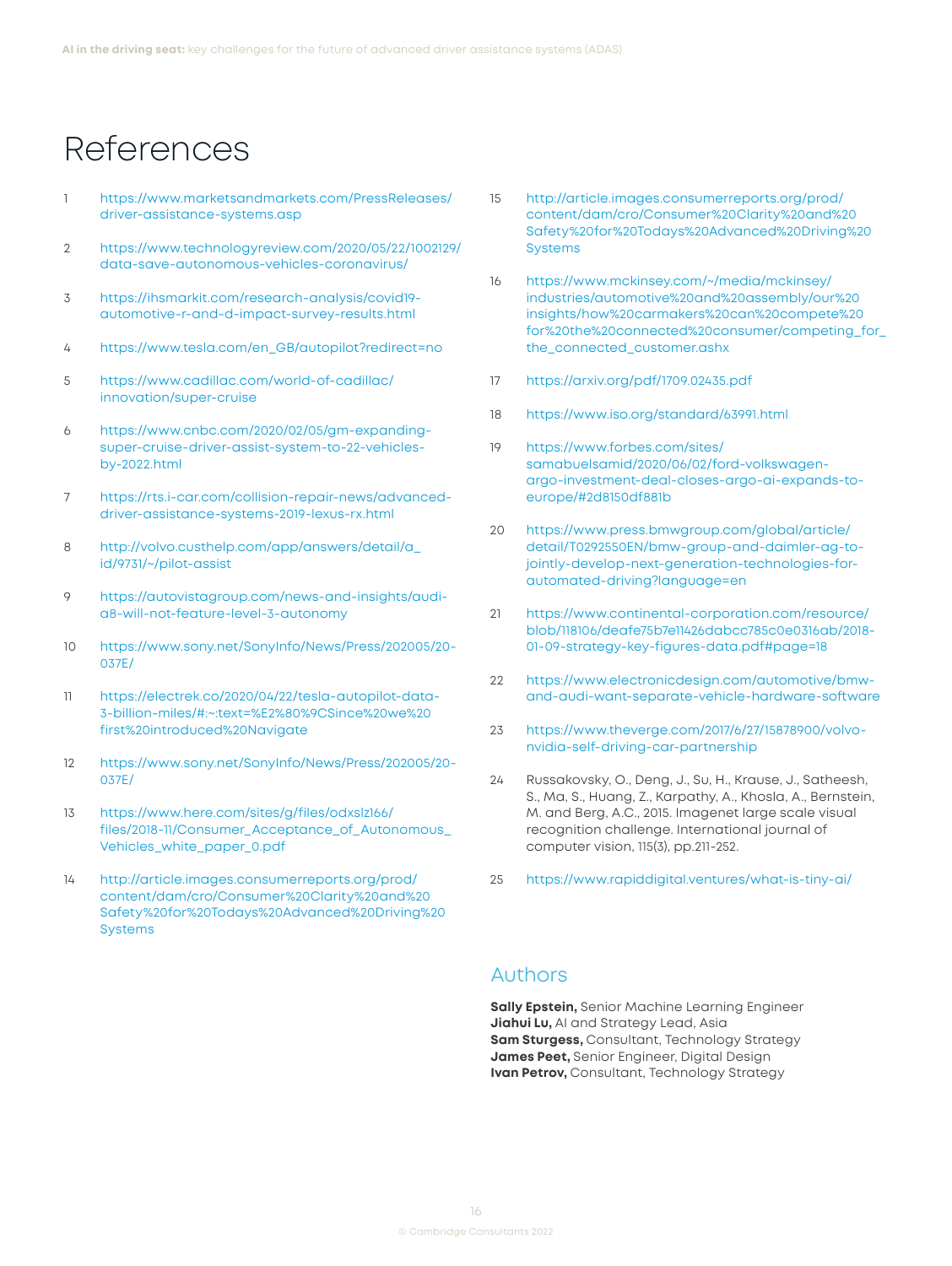# References

1. https://www.marketsandmarkets.com/PressReleases/driver-assistance-systems.asp
2. https://www.technologyreview.com/2020/05/22/1002129/data-save-autonomous-vehicles-coronavirus/
3. https://ihsmarkit.com/research-analysis/covid19-automotive-r-and-d-impact-survey-results.html
4. https://www.tesla.com/en_GB/autopilot?redirect=no
5. https://www.cadillac.com/world-of-cadillac/innovation/super-cruise
6. https://www.cnbc.com/2020/02/05/gm-expanding-super-cruise-driver-assist-system-to-22-vehicles-by-2022.html
7. https://rts.i-car.com/collision-repair-news/advanced-driver-assistance-systems-2019-lexus-rx.html
8. http://volvo.custhelp.com/app/answers/detail/a_id/9731/~/pilot-assist
9. https://autovistagroup.com/news-and-insights/audi-a8-will-not-feature-level-3-autonomy
10. https://www.sony.net/SonyInfo/News/Press/202005/20-037E/
11. https://electrek.co/2020/04/22/tesla-autopilot-data-3-billion-miles/#:~:text=%E2%80%9CSince%20we%20first%20introduced%20Navigate
12. https://www.sony.net/SonyInfo/News/Press/202005/20-037E/
13. https://www.here.com/sites/g/files/odxslz166/files/2018-11/Consumer_Acceptance_of_Autonomous_Vehicles_white_paper_0.pdf
14. http://article.images.consumerreports.org/prod/content/dam/cro/Consumer%20Clarity%20and%20Safety%20for%20Todays%20Advanced%20Driving%20Systems
15. http://article.images.consumerreports.org/prod/content/dam/cro/Consumer%20Clarity%20and%20Safety%20for%20Todays%20Advanced%20Driving%20Systems
16. https://www.mckinsey.com/~/media/mckinsey/industries/automotive%20and%20assembly/our%20insights/how%20carmakers%20can%20compete%20for%20the%20connected%20consumer/competing_for_the_connected_customer.ashx
17. https://arxiv.org/pdf/1709.02435.pdf
18. https://www.iso.org/standard/63991.html
19. https://www.forbes.com/sites/samabuelsamid/2020/06/02/ford-volkswagen-argo-investment-deal-closes-argo-ai-expands-to-europe/#2d8150df881b
20. https://www.press.bmwgroup.com/global/article/detail/T0292550EN/bmw-group-and-daimler-ag-to-jointly-develop-next-generation-technologies-for-automated-driving?language=en
21. https://www.continental-corporation.com/resource/blob/118106/deafe75b7e11426dabcc785c0e0316ab/2018-01-09-strategy-key-figures-data.pdf#page=18
22. https://www.electronicdesign.com/automotive/bmw-and-audi-want-separate-vehicle-hardware-software
23. https://www.theverge.com/2017/6/27/15878900/volvo-nvidia-self-driving-car-partnership
24. Russakovsky, O., Deng, J., Su, H., Krause, J., Satheesh, S., Ma, S., Huang, Z., Karpathy, A., Khosla, A., Bernstein, M. and Berg, A.C., 2015. Imagenet large scale visual recognition challenge. International journal of computer vision, 115(3), pp.211-252.
25. https://www.rapiddigital.ventures/what-is-tiny-ai/

## Authors

**Sally Epstein,** Senior Machine Learning Engineer
**Jiahui Lu,** AI and Strategy Lead, Asia
**Sam Sturgess,** Consultant, Technology Strategy
**James Peet,** Senior Engineer, Digital Design
**Ivan Petrov,** Consultant, Technology Strategy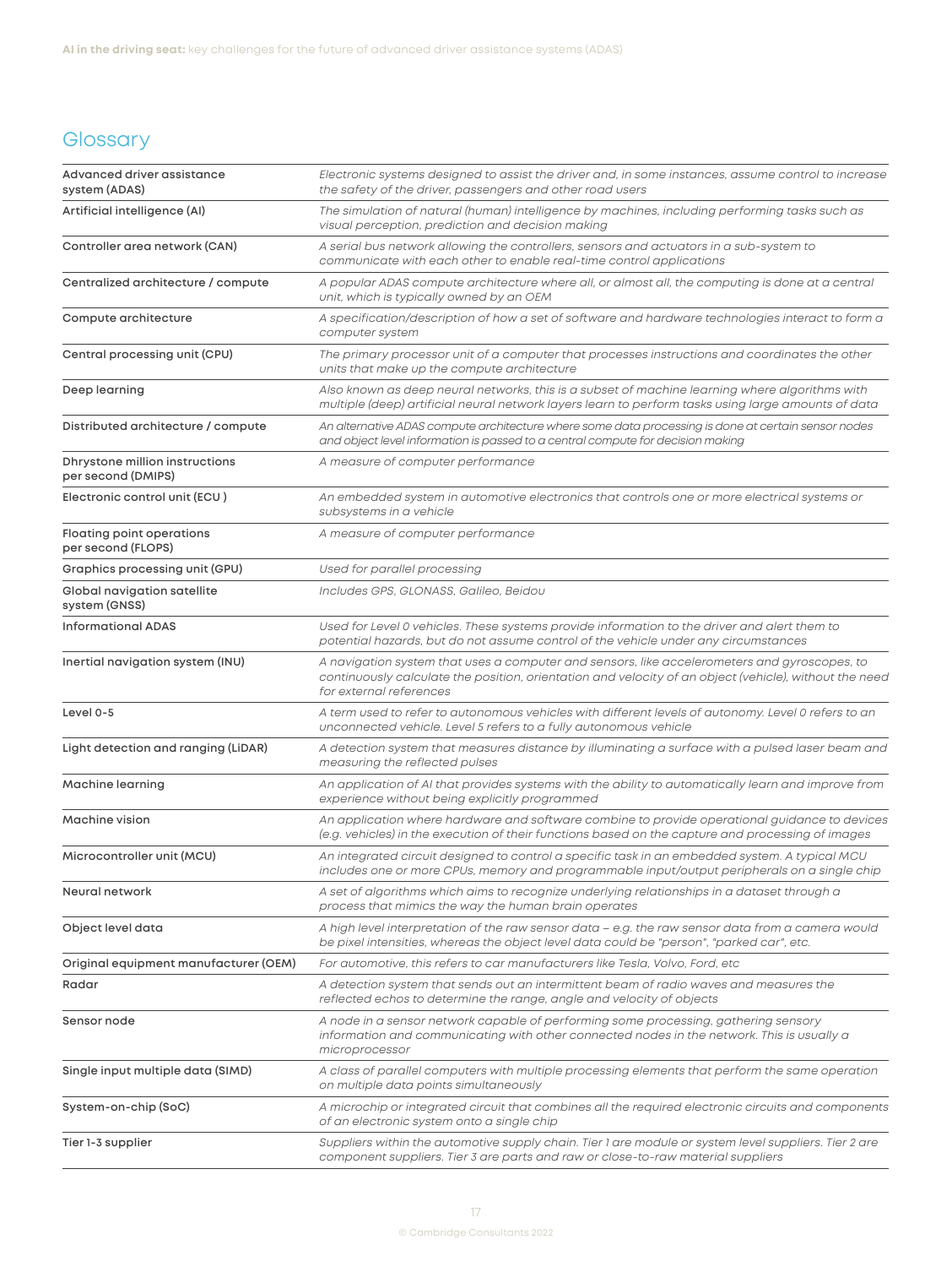## Glossary

| Term | Definition |
|---|---|
| Advanced driver assistance system (ADAS) | *Electronic systems designed to assist the driver and, in some instances, assume control to increase the safety of the driver, passengers and other road users* |
| Artificial intelligence (AI) | *The simulation of natural (human) intelligence by machines, including performing tasks such as visual perception, prediction and decision making* |
| Controller area network (CAN) | *A serial bus network allowing the controllers, sensors and actuators in a sub-system to communicate with each other to enable real-time control applications* |
| Centralized architecture / compute | *A popular ADAS compute architecture where all, or almost all, the computing is done at a central unit, which is typically owned by an OEM* |
| Compute architecture | *A specification/description of how a set of software and hardware technologies interact to form a computer system* |
| Central processing unit (CPU) | *The primary processor unit of a computer that processes instructions and coordinates the other units that make up the compute architecture* |
| Deep learning | *Also known as deep neural networks, this is a subset of machine learning where algorithms with multiple (deep) artificial neural network layers learn to perform tasks using large amounts of data* |
| Distributed architecture / compute | *An alternative ADAS compute architecture where some data processing is done at certain sensor nodes and object level information is passed to a central compute for decision making* |
| Dhrystone million instructions per second (DMIPS) | *A measure of computer performance* |
| Electronic control unit (ECU ) | *An embedded system in automotive electronics that controls one or more electrical systems or subsystems in a vehicle* |
| Floating point operations per second (FLOPS) | *A measure of computer performance* |
| Graphics processing unit (GPU) | *Used for parallel processing* |
| Global navigation satellite system (GNSS) | *Includes GPS, GLONASS, Galileo, Beidou* |
| Informational ADAS | *Used for Level 0 vehicles. These systems provide information to the driver and alert them to potential hazards, but do not assume control of the vehicle under any circumstances* |
| Inertial navigation system (INU) | *A navigation system that uses a computer and sensors, like accelerometers and gyroscopes, to continuously calculate the position, orientation and velocity of an object (vehicle), without the need for external references* |
| Level 0-5 | *A term used to refer to autonomous vehicles with different levels of autonomy. Level 0 refers to an unconnected vehicle. Level 5 refers to a fully autonomous vehicle* |
| Light detection and ranging (LiDAR) | *A detection system that measures distance by illuminating a surface with a pulsed laser beam and measuring the reflected pulses* |
| Machine learning | *An application of AI that provides systems with the ability to automatically learn and improve from experience without being explicitly programmed* |
| Machine vision | *An application where hardware and software combine to provide operational guidance to devices (e.g. vehicles) in the execution of their functions based on the capture and processing of images* |
| Microcontroller unit (MCU) | *An integrated circuit designed to control a specific task in an embedded system. A typical MCU includes one or more CPUs, memory and programmable input/output peripherals on a single chip* |
| Neural network | *A set of algorithms which aims to recognize underlying relationships in a dataset through a process that mimics the way the human brain operates* |
| Object level data | *A high level interpretation of the raw sensor data – e.g. the raw sensor data from a camera would be pixel intensities, whereas the object level data could be "person", "parked car", etc.* |
| Original equipment manufacturer (OEM) | *For automotive, this refers to car manufacturers like Tesla, Volvo, Ford, etc* |
| Radar | *A detection system that sends out an intermittent beam of radio waves and measures the reflected echos to determine the range, angle and velocity of objects* |
| Sensor node | *A node in a sensor network capable of performing some processing, gathering sensory information and communicating with other connected nodes in the network. This is usually a microprocessor* |
| Single input multiple data (SIMD) | *A class of parallel computers with multiple processing elements that perform the same operation on multiple data points simultaneously* |
| System-on-chip (SoC) | *A microchip or integrated circuit that combines all the required electronic circuits and components of an electronic system onto a single chip* |
| Tier 1-3 supplier | *Suppliers within the automotive supply chain. Tier 1 are module or system level suppliers. Tier 2 are component suppliers. Tier 3 are parts and raw or close-to-raw material suppliers* |

© Cambridge Consultants 2022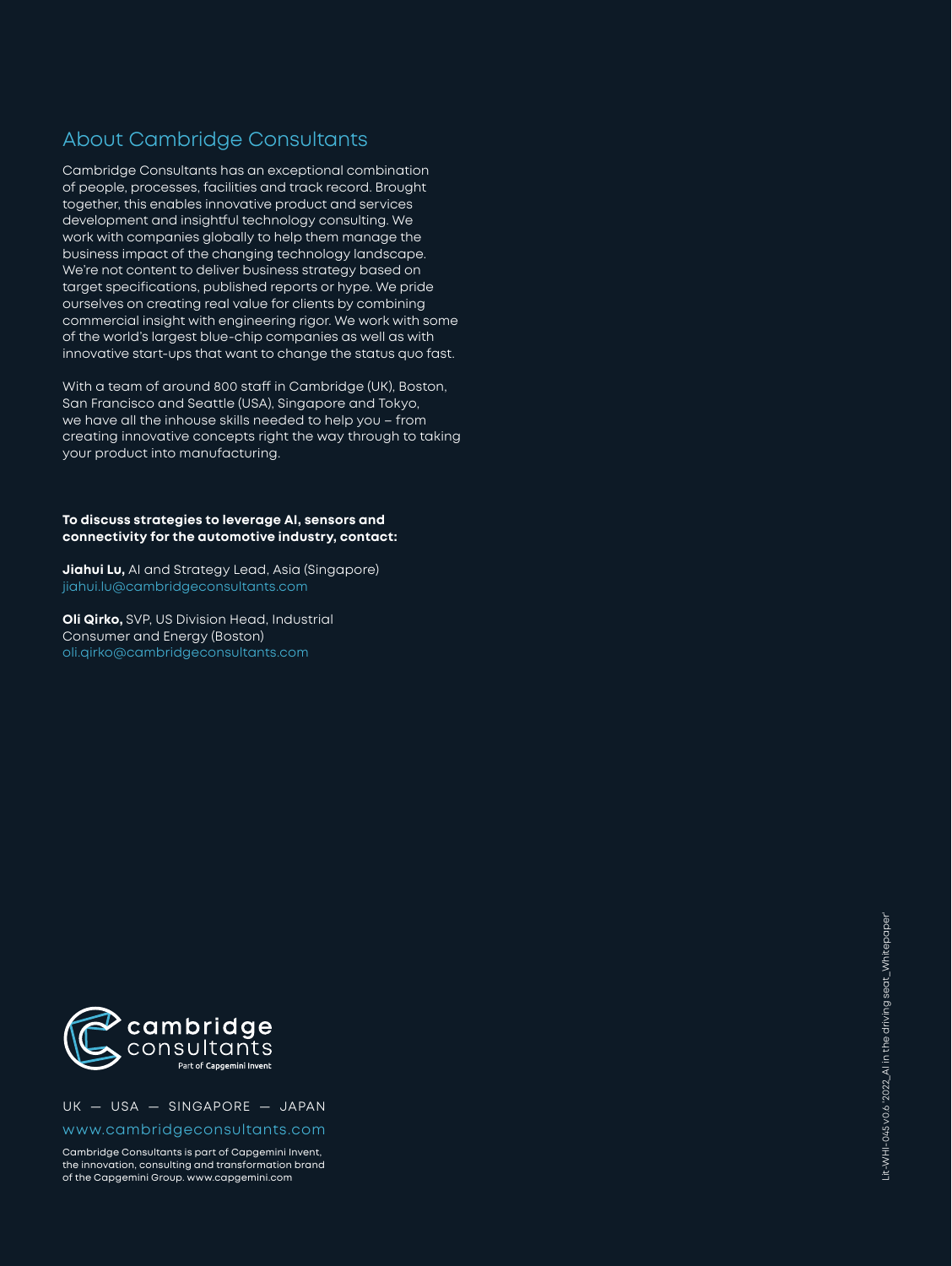## About Cambridge Consultants

Cambridge Consultants has an exceptional combination of people, processes, facilities and track record. Brought together, this enables innovative product and services development and insightful technology consulting. We work with companies globally to help them manage the business impact of the changing technology landscape. We're not content to deliver business strategy based on target specifications, published reports or hype. We pride ourselves on creating real value for clients by combining commercial insight with engineering rigor. We work with some of the world's largest blue-chip companies as well as with innovative start-ups that want to change the status quo fast.

With a team of around 800 staff in Cambridge (UK), Boston, San Francisco and Seattle (USA), Singapore and Tokyo, we have all the inhouse skills needed to help you – from creating innovative concepts right the way through to taking your product into manufacturing.

**To discuss strategies to leverage AI, sensors and connectivity for the automotive industry, contact:**

**Jiahui Lu,** AI and Strategy Lead, Asia (Singapore)
jiahui.lu@cambridgeconsultants.com

**Oli Qirko,** SVP, US Division Head, Industrial Consumer and Energy (Boston)
oli.qirko@cambridgeconsultants.com

cambridge consultants
Part of Capgemini Invent

UK — USA — SINGAPORE — JAPAN

www.cambridgeconsultants.com

Cambridge Consultants is part of Capgemini Invent, the innovation, consulting and transformation brand of the Capgemini Group. www.capgemini.com

Lit-WHI-045 v0.6 '2022_AI in the driving seat_Whitepaper'